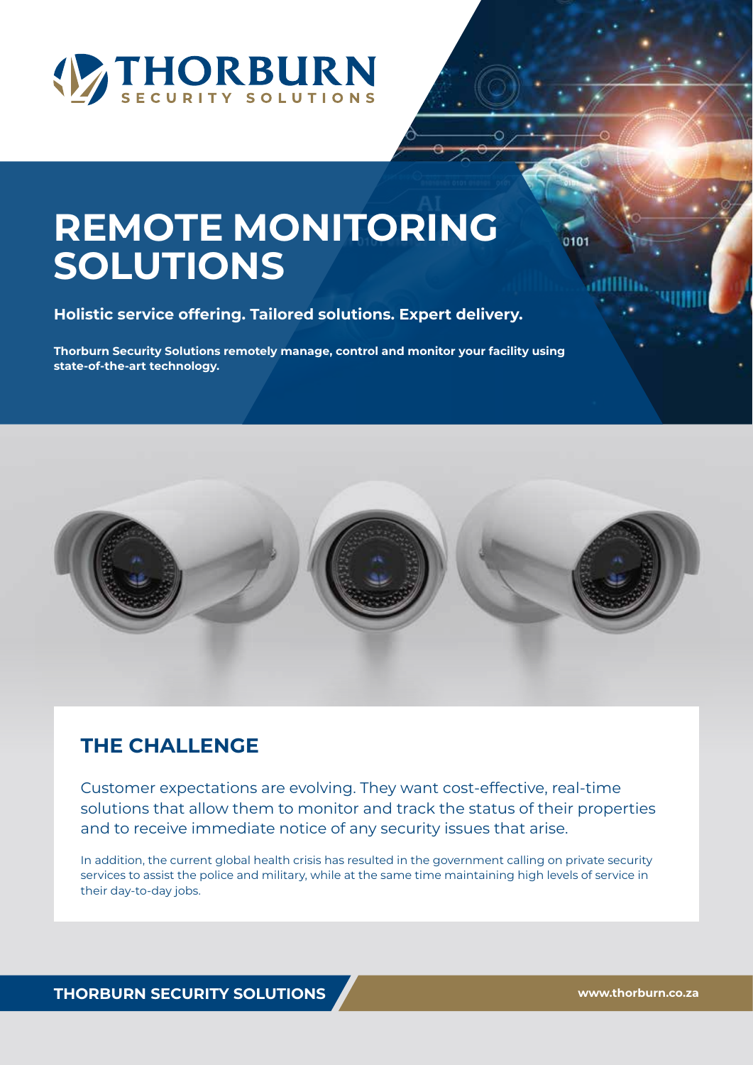# THORBURN SECURITY SOLUTIONS

# REMOTE MONITORING SOLUTIONS

**Holistic service offering. Tailored solutions. Expert delivery.**

**Thorburn Security Solutions remotely manage, control and monitor your facility using state-of-the-art technology.**

## THE CHALLENGE

Customer expectations are evolving. They want cost-effective, real-time solutions that allow them to monitor and track the status of their properties and to receive immediate notice of any security issues that arise.

In addition, the current global health crisis has resulted in the government calling on private security services to assist the police and military, while at the same time maintaining high levels of service in their day-to-day jobs.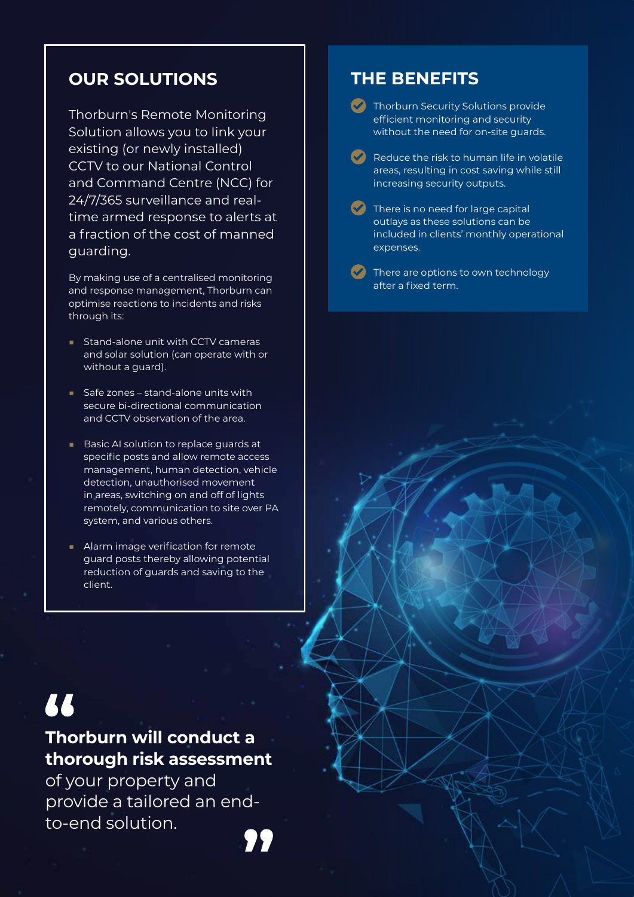## OUR SOLUTIONS

Thorburn's Remote Monitoring Solution allows you to link your existing (or newly installed) CCTV to our National Control and Command Centre (NCC) for 24/7/365 surveillance and real-time armed response to alerts at a fraction of the cost of manned guarding.

By making use of a centralised monitoring and response management, Thorburn can optimise reactions to incidents and risks through its:

- Stand-alone unit with CCTV cameras and solar solution (can operate with or without a guard).
- Safe zones – stand-alone units with secure bi-directional communication and CCTV observation of the area.
- Basic AI solution to replace guards at specific posts and allow remote access management, human detection, vehicle detection, unauthorised movement in areas, switching on and off of lights remotely, communication to site over PA system, and various others.
- Alarm image verification for remote guard posts thereby allowing potential reduction of guards and saving to the client.

## THE BENEFITS

- Thorburn Security Solutions provide efficient monitoring and security without the need for on-site guards.
- Reduce the risk to human life in volatile areas, resulting in cost saving while still increasing security outputs.
- There is no need for large capital outlays as these solutions can be included in clients' monthly operational expenses.
- There are options to own technology after a fixed term.

> “**Thorburn will conduct a thorough risk assessment** of your property and provide a tailored an end-to-end solution.”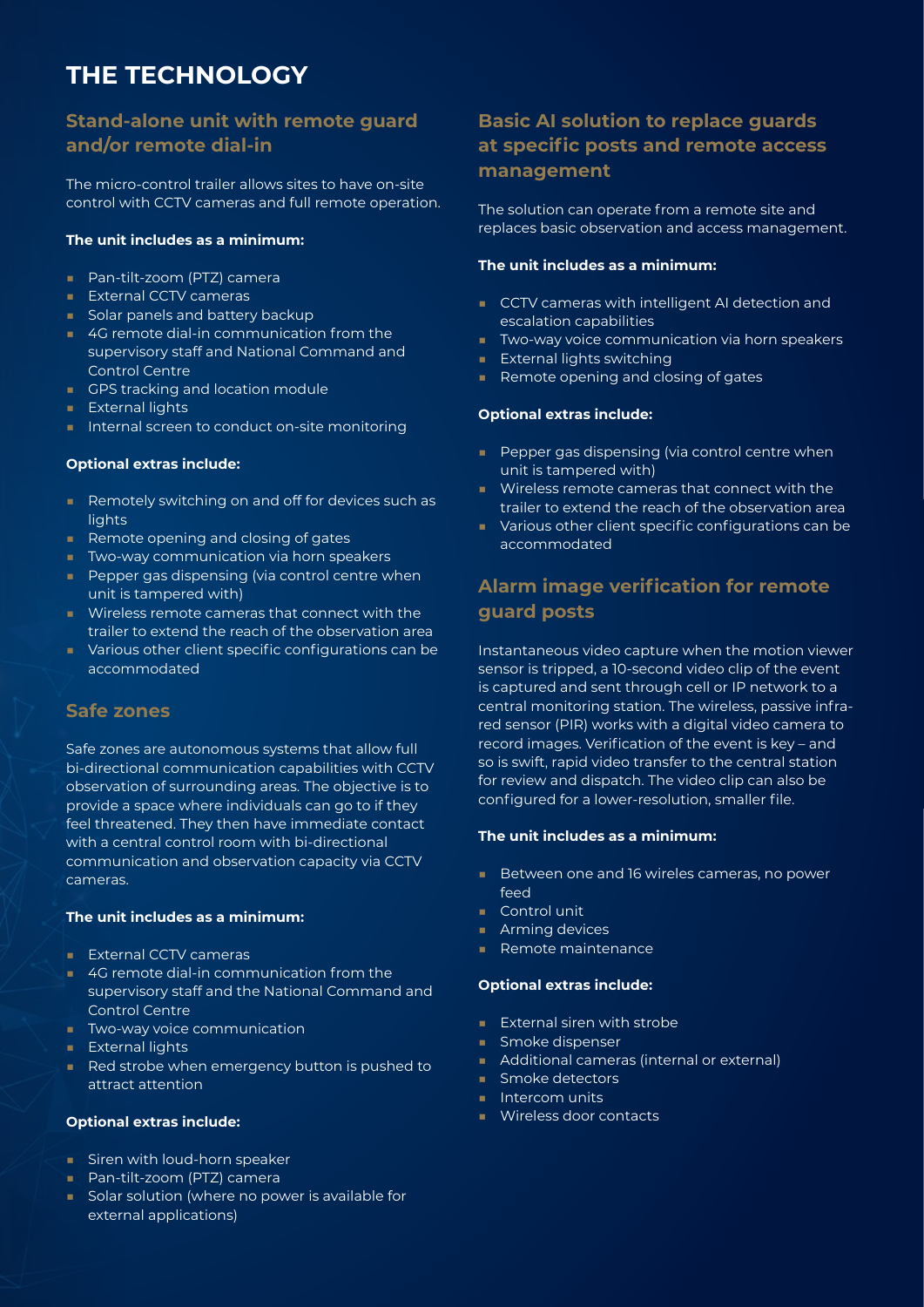# THE TECHNOLOGY

## Stand-alone unit with remote guard and/or remote dial-in

The micro-control trailer allows sites to have on-site control with CCTV cameras and full remote operation.

**The unit includes as a minimum:**

- Pan-tilt-zoom (PTZ) camera
- External CCTV cameras
- Solar panels and battery backup
- 4G remote dial-in communication from the supervisory staff and National Command and Control Centre
- GPS tracking and location module
- External lights
- Internal screen to conduct on-site monitoring

**Optional extras include:**

- Remotely switching on and off for devices such as lights
- Remote opening and closing of gates
- Two-way communication via horn speakers
- Pepper gas dispensing (via control centre when unit is tampered with)
- Wireless remote cameras that connect with the trailer to extend the reach of the observation area
- Various other client specific configurations can be accommodated

## Safe zones

Safe zones are autonomous systems that allow full bi-directional communication capabilities with CCTV observation of surrounding areas. The objective is to provide a space where individuals can go to if they feel threatened. They then have immediate contact with a central control room with bi-directional communication and observation capacity via CCTV cameras.

**The unit includes as a minimum:**

- External CCTV cameras
- 4G remote dial-in communication from the supervisory staff and the National Command and Control Centre
- Two-way voice communication
- External lights
- Red strobe when emergency button is pushed to attract attention

**Optional extras include:**

- Siren with loud-horn speaker
- Pan-tilt-zoom (PTZ) camera
- Solar solution (where no power is available for external applications)

## Basic AI solution to replace guards at specific posts and remote access management

The solution can operate from a remote site and replaces basic observation and access management.

**The unit includes as a minimum:**

- CCTV cameras with intelligent AI detection and escalation capabilities
- Two-way voice communication via horn speakers
- External lights switching
- Remote opening and closing of gates

**Optional extras include:**

- Pepper gas dispensing (via control centre when unit is tampered with)
- Wireless remote cameras that connect with the trailer to extend the reach of the observation area
- Various other client specific configurations can be accommodated

## Alarm image verification for remote guard posts

Instantaneous video capture when the motion viewer sensor is tripped, a 10-second video clip of the event is captured and sent through cell or IP network to a central monitoring station. The wireless, passive infra-red sensor (PIR) works with a digital video camera to record images. Verification of the event is key – and so is swift, rapid video transfer to the central station for review and dispatch. The video clip can also be configured for a lower-resolution, smaller file.

**The unit includes as a minimum:**

- Between one and 16 wireles cameras, no power feed
- Control unit
- Arming devices
- Remote maintenance

**Optional extras include:**

- External siren with strobe
- Smoke dispenser
- Additional cameras (internal or external)
- Smoke detectors
- Intercom units
- Wireless door contacts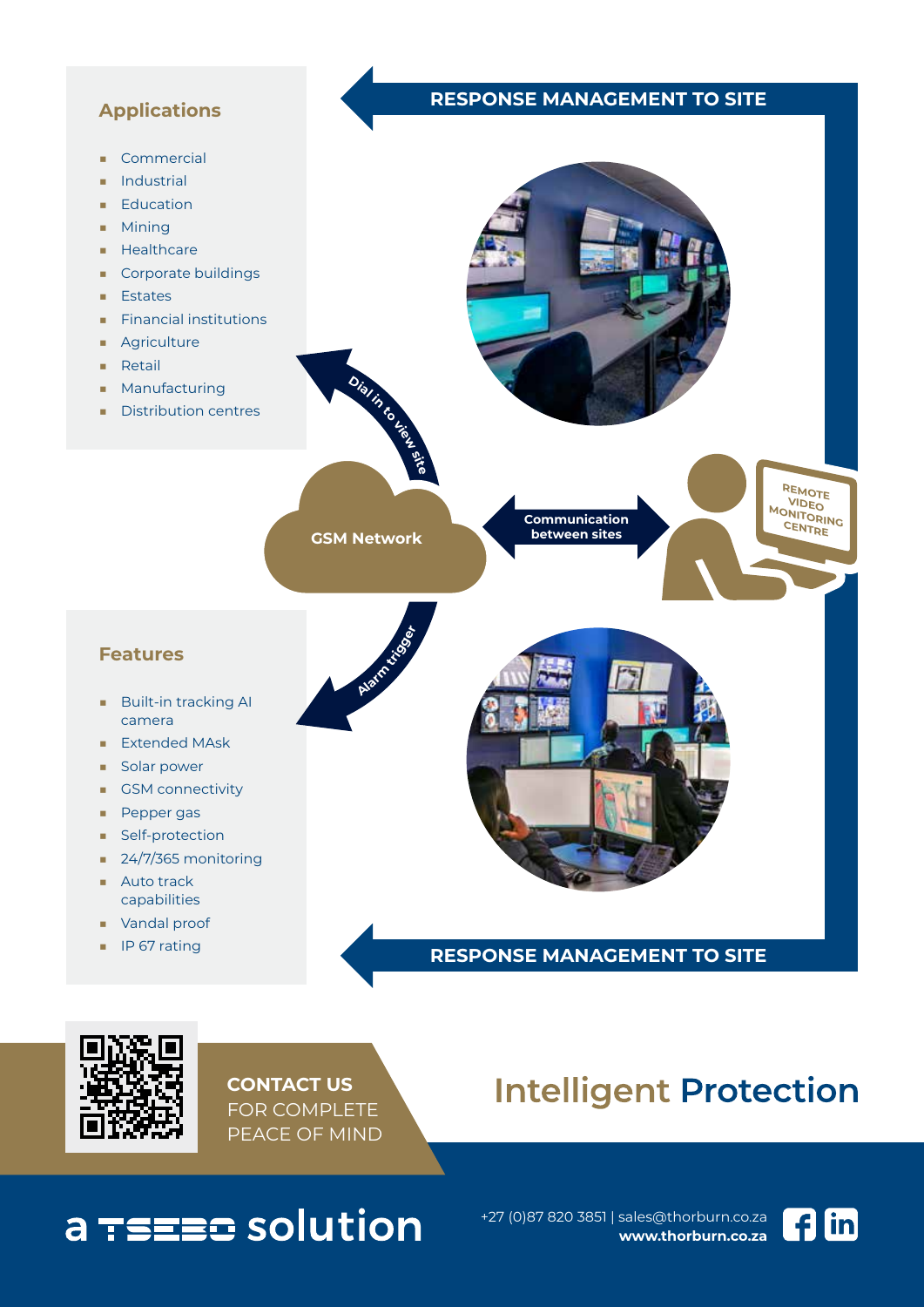## Applications

- Commercial
- Industrial
- Education
- Mining
- Healthcare
- Corporate buildings
- Estates
- Financial institutions
- Agriculture
- Retail
- Manufacturing
- Distribution centres

RESPONSE MANAGEMENT TO SITE

Dial in to view site

GSM Network

Communication between sites

REMOTE VIDEO MONITORING CENTRE

Alarm trigger

## Features

- Built-in tracking AI camera
- Extended MAsk
- Solar power
- GSM connectivity
- Pepper gas
- Self-protection
- 24/7/365 monitoring
- Auto track capabilities
- Vandal proof
- IP 67 rating

RESPONSE MANAGEMENT TO SITE

**CONTACT US**
FOR COMPLETE
PEACE OF MIND

## Intelligent Protection

a TSEBO solution

+27 (0)87 820 3851 | sales@thorburn.co.za
**www.thorburn.co.za**